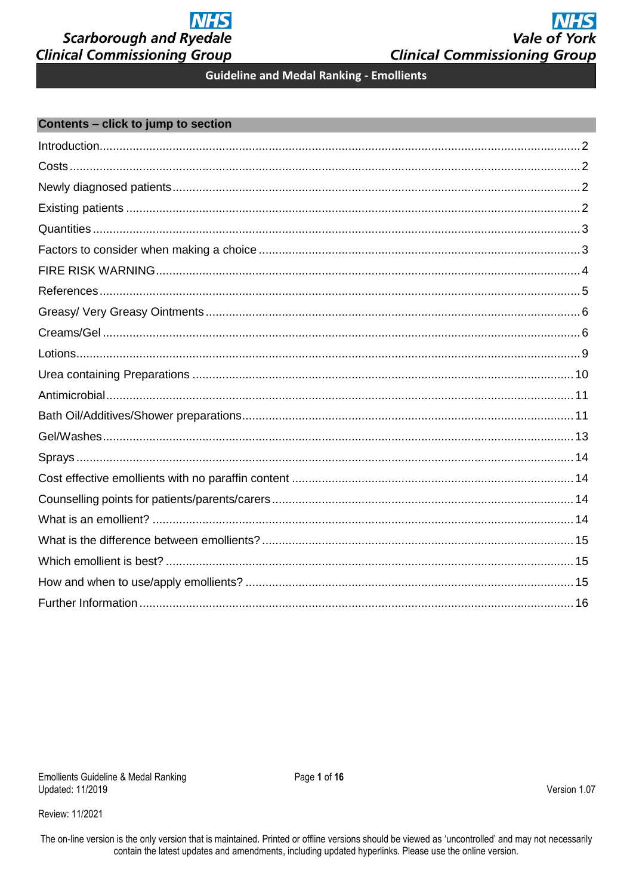# Scarborough and Ryedale Clinical Commissioning Group

# Vale of York Clinical Commissioning Group

## Guideline and Medal Ranking - Emollients

**Contents – click to jump to section**

- Introduction ..... 2
- Costs ..... 2
- Newly diagnosed patients ..... 2
- Existing patients ..... 2
- Quantities ..... 3
- Factors to consider when making a choice ..... 3
- FIRE RISK WARNING ..... 4
- References ..... 5
- Greasy/ Very Greasy Ointments ..... 6
- Creams/Gel ..... 6
- Lotions ..... 9
- Urea containing Preparations ..... 10
- Antimicrobial ..... 11
- Bath Oil/Additives/Shower preparations ..... 11
- Gel/Washes ..... 13
- Sprays ..... 14
- Cost effective emollients with no paraffin content ..... 14
- Counselling points for patients/parents/carers ..... 14
- What is an emollient? ..... 14
- What is the difference between emollients? ..... 15
- Which emollient is best? ..... 15
- How and when to use/apply emollients? ..... 15
- Further Information ..... 16

Emollients Guideline & Medal Ranking
Updated: 11/2019

Version 1.07

Review: 11/2021

The on-line version is the only version that is maintained. Printed or offline versions should be viewed as 'uncontrolled' and may not necessarily contain the latest updates and amendments, including updated hyperlinks. Please use the online version.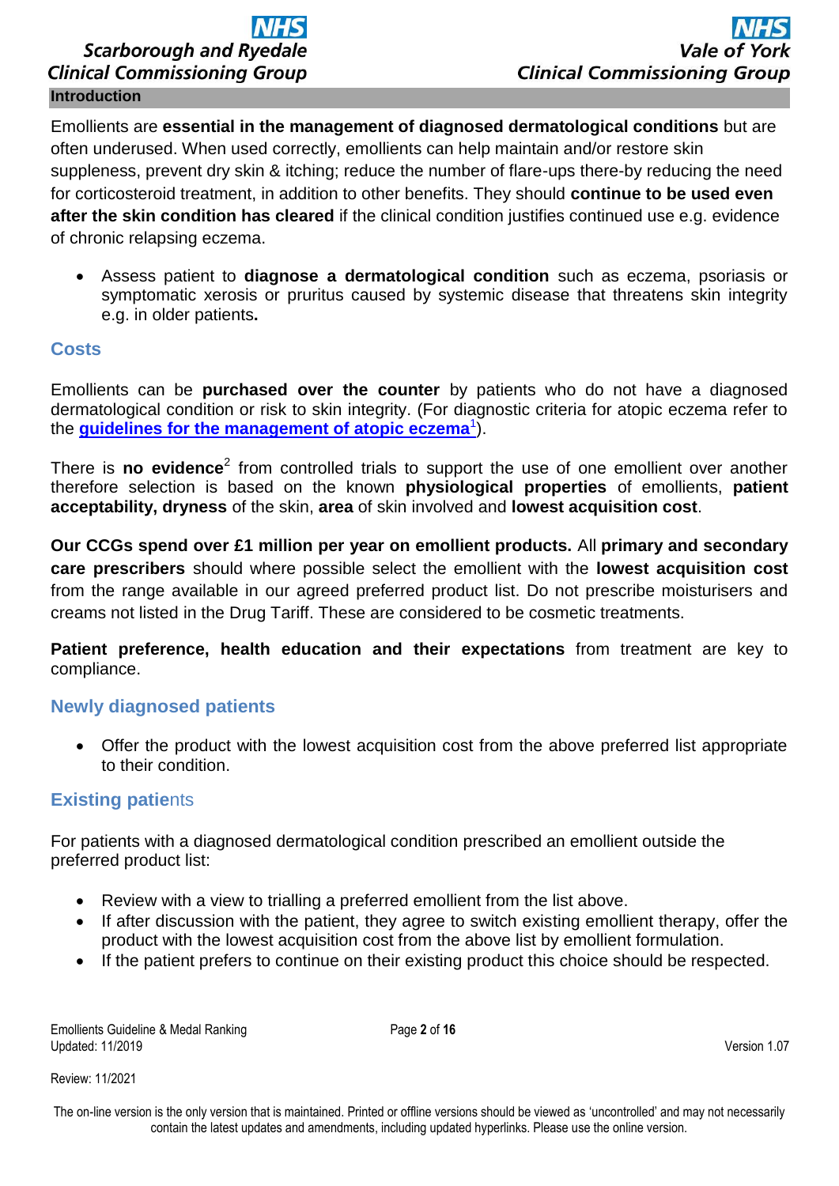## Introduction

Emollients are **essential in the management of diagnosed dermatological conditions** but are often underused. When used correctly, emollients can help maintain and/or restore skin suppleness, prevent dry skin & itching; reduce the number of flare-ups there-by reducing the need for corticosteroid treatment, in addition to other benefits. They should **continue to be used even after the skin condition has cleared** if the clinical condition justifies continued use e.g. evidence of chronic relapsing eczema.

- Assess patient to **diagnose a dermatological condition** such as eczema, psoriasis or symptomatic xerosis or pruritus caused by systemic disease that threatens skin integrity e.g. in older patients**.**

## Costs

Emollients can be **purchased over the counter** by patients who do not have a diagnosed dermatological condition or risk to skin integrity. (For diagnostic criteria for atopic eczema refer to the **guidelines for the management of atopic eczema**[1]).

There is **no evidence**[2] from controlled trials to support the use of one emollient over another therefore selection is based on the known **physiological properties** of emollients, **patient acceptability, dryness** of the skin, **area** of skin involved and **lowest acquisition cost**.

**Our CCGs spend over £1 million per year on emollient products.** All **primary and secondary care prescribers** should where possible select the emollient with the **lowest acquisition cost** from the range available in our agreed preferred product list. Do not prescribe moisturisers and creams not listed in the Drug Tariff. These are considered to be cosmetic treatments.

**Patient preference, health education and their expectations** from treatment are key to compliance.

## Newly diagnosed patients

- Offer the product with the lowest acquisition cost from the above preferred list appropriate to their condition.

## Existing patients

For patients with a diagnosed dermatological condition prescribed an emollient outside the preferred product list:

- Review with a view to trialling a preferred emollient from the list above.
- If after discussion with the patient, they agree to switch existing emollient therapy, offer the product with the lowest acquisition cost from the above list by emollient formulation.
- If the patient prefers to continue on their existing product this choice should be respected.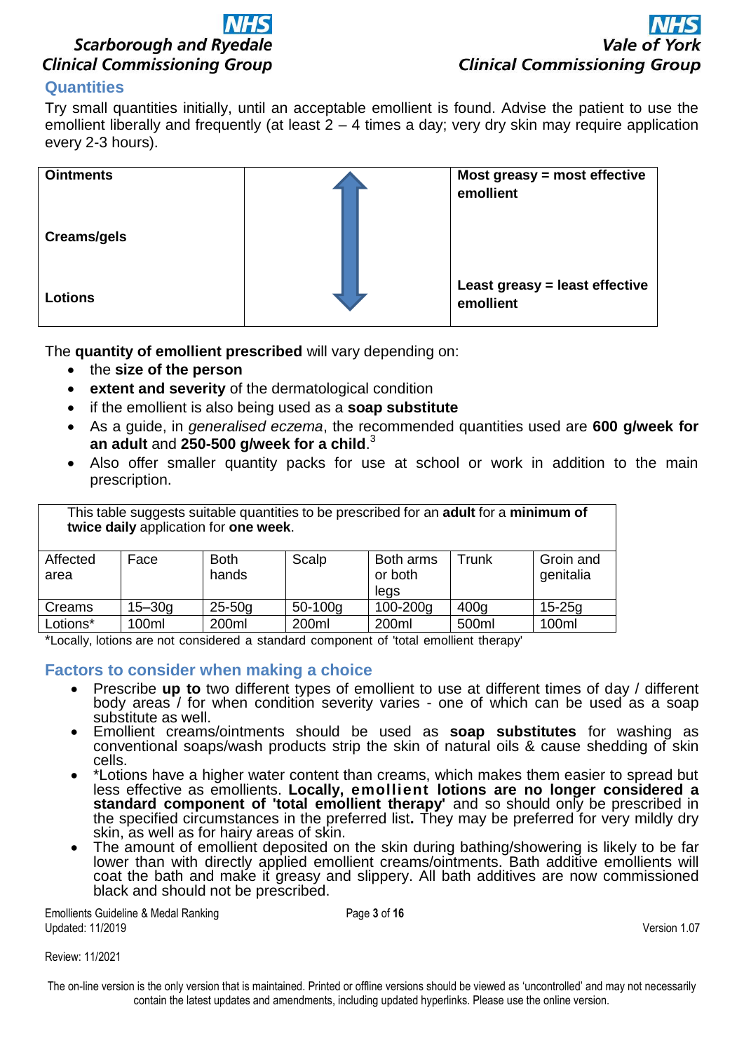## Quantities

Try small quantities initially, until an acceptable emollient is found. Advise the patient to use the emollient liberally and frequently (at least 2 – 4 times a day; very dry skin may require application every 2-3 hours).

| | | |
|---|---|---|
| **Ointments** | ↑ | **Most greasy = most effective emollient** |
| **Creams/gels** | | |
| **Lotions** | ↓ | **Least greasy = least effective emollient** |

The **quantity of emollient prescribed** will vary depending on:

- the **size of the person**
- **extent and severity** of the dermatological condition
- if the emollient is also being used as a **soap substitute**
- As a guide, in *generalised eczema*, the recommended quantities used are **600 g/week for an adult** and **250-500 g/week for a child**.[3]
- Also offer smaller quantity packs for use at school or work in addition to the main prescription.

This table suggests suitable quantities to be prescribed for an **adult** for a **minimum of twice daily** application for **one week**.

| Affected area | Face | Both hands | Scalp | Both arms or both legs | Trunk | Groin and genitalia |
|---|---|---|---|---|---|---|
| Creams | 15–30g | 25-50g | 50-100g | 100-200g | 400g | 15-25g |
| Lotions* | 100ml | 200ml | 200ml | 200ml | 500ml | 100ml |

*Locally, lotions are not considered a standard component of 'total emollient therapy'

## Factors to consider when making a choice

- Prescribe **up to** two different types of emollient to use at different times of day / different body areas / for when condition severity varies - one of which can be used as a soap substitute as well.
- Emollient creams/ointments should be used as **soap substitutes** for washing as conventional soaps/wash products strip the skin of natural oils & cause shedding of skin cells.
- *Lotions have a higher water content than creams, which makes them easier to spread but less effective as emollients. **Locally, emollient lotions are no longer considered a standard component of 'total emollient therapy'** and so should only be prescribed in the specified circumstances in the preferred list**.** They may be preferred for very mildly dry skin, as well as for hairy areas of skin.
- The amount of emollient deposited on the skin during bathing/showering is likely to be far lower than with directly applied emollient creams/ointments. Bath additive emollients will coat the bath and make it greasy and slippery. All bath additives are now commissioned black and should not be prescribed.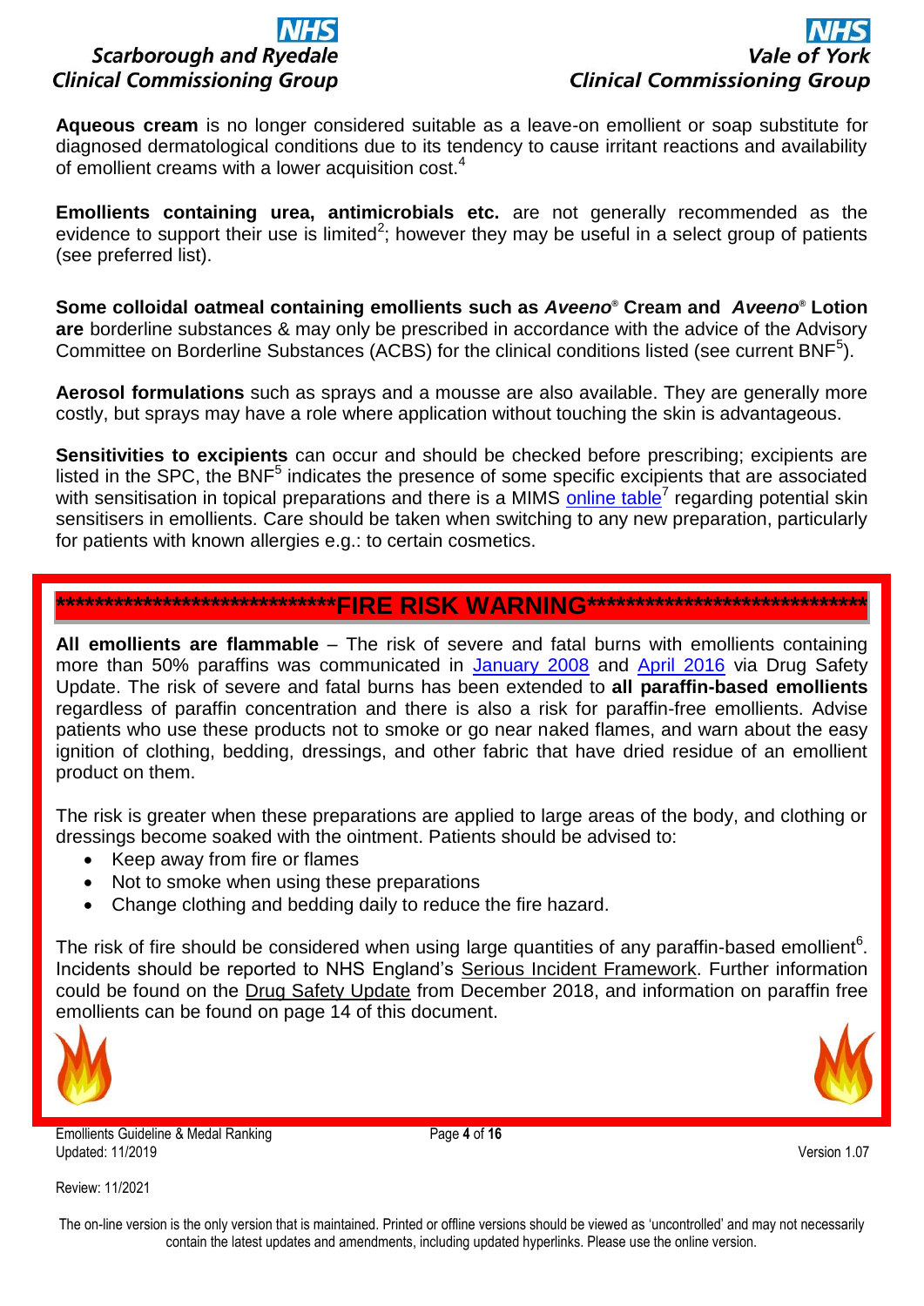**Aqueous cream** is no longer considered suitable as a leave-on emollient or soap substitute for diagnosed dermatological conditions due to its tendency to cause irritant reactions and availability of emollient creams with a lower acquisition cost.[4]

**Emollients containing urea, antimicrobials etc.** are not generally recommended as the evidence to support their use is limited[2]; however they may be useful in a select group of patients (see preferred list).

**Some colloidal oatmeal containing emollients such as *Aveeno*® Cream and *Aveeno*® Lotion are** borderline substances & may only be prescribed in accordance with the advice of the Advisory Committee on Borderline Substances (ACBS) for the clinical conditions listed (see current BNF[5]).

**Aerosol formulations** such as sprays and a mousse are also available. They are generally more costly, but sprays may have a role where application without touching the skin is advantageous.

**Sensitivities to excipients** can occur and should be checked before prescribing; excipients are listed in the SPC, the BNF[5] indicates the presence of some specific excipients that are associated with sensitisation in topical preparations and there is a MIMS online table[7] regarding potential skin sensitisers in emollients. Care should be taken when switching to any new preparation, particularly for patients with known allergies e.g.: to certain cosmetics.

## ******************************FIRE RISK WARNING******************************

**All emollients are flammable** – The risk of severe and fatal burns with emollients containing more than 50% paraffins was communicated in January 2008 and April 2016 via Drug Safety Update. The risk of severe and fatal burns has been extended to **all paraffin-based emollients** regardless of paraffin concentration and there is also a risk for paraffin-free emollients. Advise patients who use these products not to smoke or go near naked flames, and warn about the easy ignition of clothing, bedding, dressings, and other fabric that have dried residue of an emollient product on them.

The risk is greater when these preparations are applied to large areas of the body, and clothing or dressings become soaked with the ointment. Patients should be advised to:

- Keep away from fire or flames
- Not to smoke when using these preparations
- Change clothing and bedding daily to reduce the fire hazard.

The risk of fire should be considered when using large quantities of any paraffin-based emollient[6]. Incidents should be reported to NHS England's Serious Incident Framework. Further information could be found on the Drug Safety Update from December 2018, and information on paraffin free emollients can be found on page 14 of this document.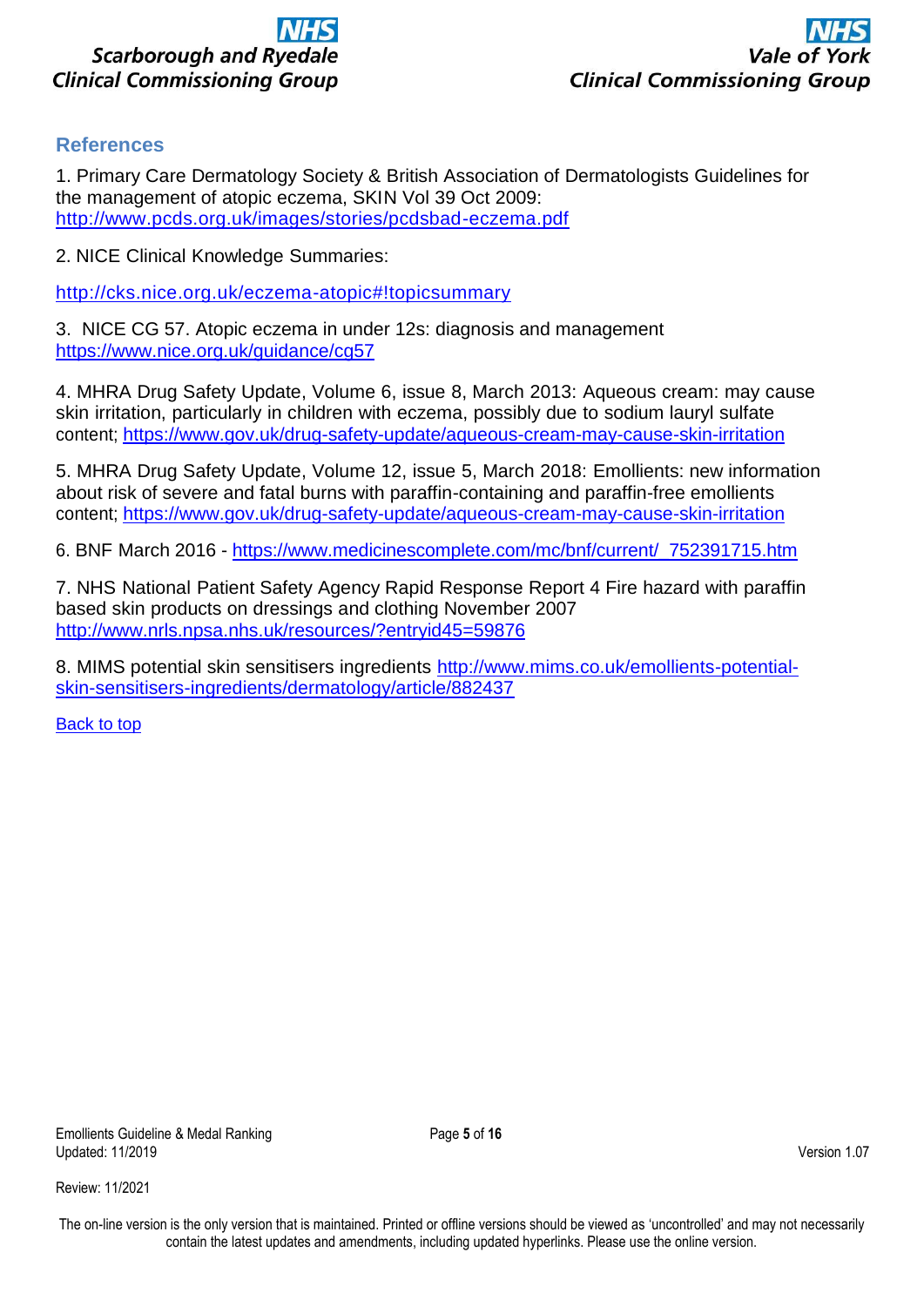## References

1. Primary Care Dermatology Society & British Association of Dermatologists Guidelines for the management of atopic eczema, SKIN Vol 39 Oct 2009: http://www.pcds.org.uk/images/stories/pcdsbad-eczema.pdf

2. NICE Clinical Knowledge Summaries:

http://cks.nice.org.uk/eczema-atopic#!topicsummary

3. NICE CG 57. Atopic eczema in under 12s: diagnosis and management https://www.nice.org.uk/guidance/cg57

4. MHRA Drug Safety Update, Volume 6, issue 8, March 2013: Aqueous cream: may cause skin irritation, particularly in children with eczema, possibly due to sodium lauryl sulfate content; https://www.gov.uk/drug-safety-update/aqueous-cream-may-cause-skin-irritation

5. MHRA Drug Safety Update, Volume 12, issue 5, March 2018: Emollients: new information about risk of severe and fatal burns with paraffin-containing and paraffin-free emollients content; https://www.gov.uk/drug-safety-update/aqueous-cream-may-cause-skin-irritation

6. BNF March 2016 - https://www.medicinescomplete.com/mc/bnf/current/_752391715.htm

7. NHS National Patient Safety Agency Rapid Response Report 4 Fire hazard with paraffin based skin products on dressings and clothing November 2007 http://www.nrls.npsa.nhs.uk/resources/?entryid45=59876

8. MIMS potential skin sensitisers ingredients http://www.mims.co.uk/emollients-potential-skin-sensitisers-ingredients/dermatology/article/882437

Back to top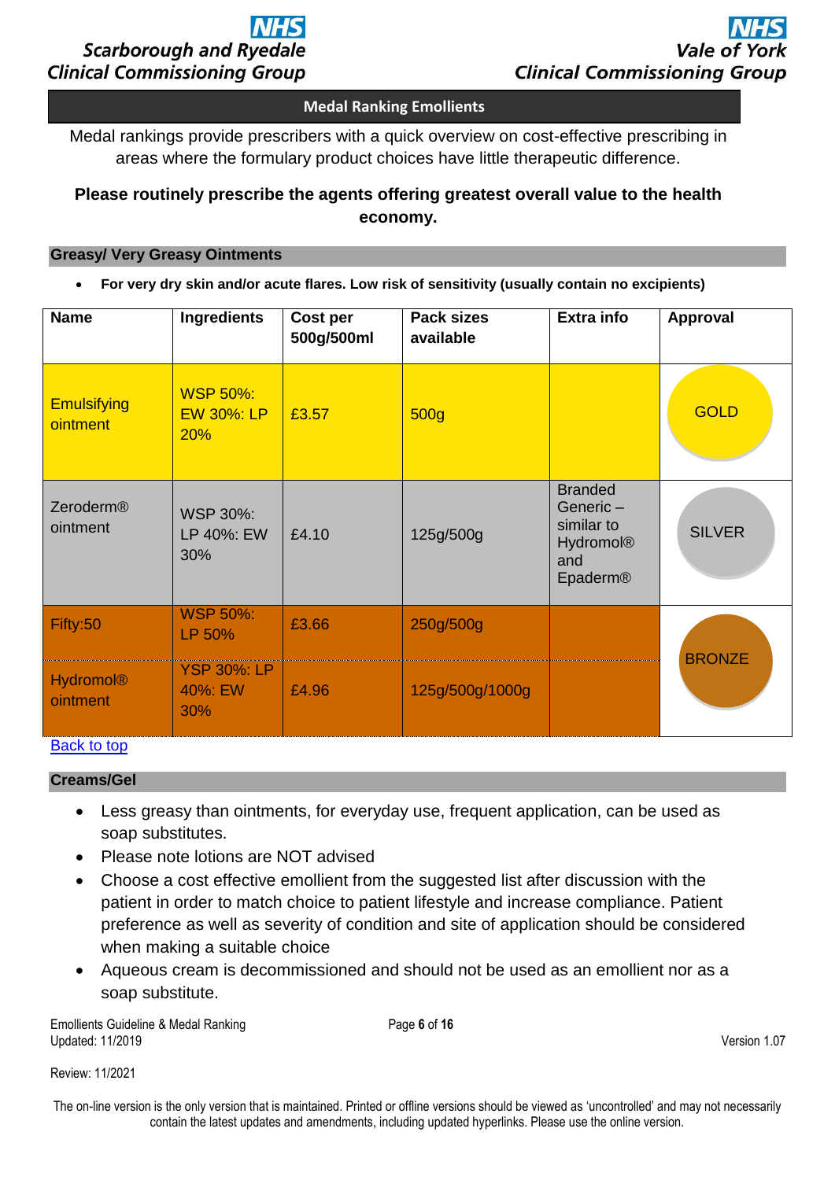**Medal Ranking Emollients**

Medal rankings provide prescribers with a quick overview on cost-effective prescribing in areas where the formulary product choices have little therapeutic difference.

**Please routinely prescribe the agents offering greatest overall value to the health economy.**

## Greasy/ Very Greasy Ointments

- **For very dry skin and/or acute flares. Low risk of sensitivity (usually contain no excipients)**

| Name | Ingredients | Cost per 500g/500ml | Pack sizes available | Extra info | Approval |
|---|---|---|---|---|---|
| Emulsifying ointment | WSP 50%: EW 30%: LP 20% | £3.57 | 500g | | GOLD |
| Zeroderm® ointment | WSP 30%: LP 40%: EW 30% | £4.10 | 125g/500g | Branded Generic – similar to Hydromol® and Epaderm® | SILVER |
| Fifty:50 | WSP 50%: LP 50% | £3.66 | 250g/500g | | BRONZE |
| Hydromol® ointment | YSP 30%: LP 40%: EW 30% | £4.96 | 125g/500g/1000g | | BRONZE |

Back to top

## Creams/Gel

- Less greasy than ointments, for everyday use, frequent application, can be used as soap substitutes.
- Please note lotions are NOT advised
- Choose a cost effective emollient from the suggested list after discussion with the patient in order to match choice to patient lifestyle and increase compliance. Patient preference as well as severity of condition and site of application should be considered when making a suitable choice
- Aqueous cream is decommissioned and should not be used as an emollient nor as a soap substitute.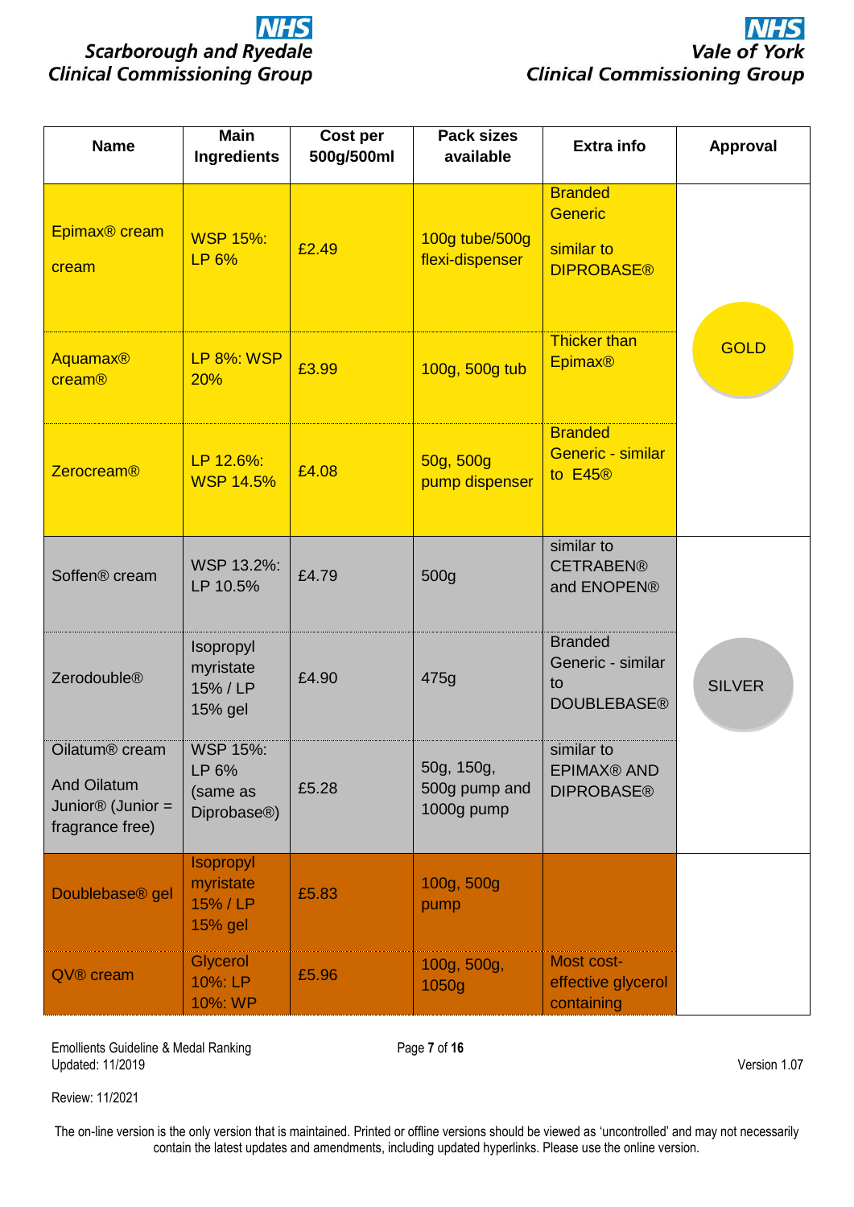| Name | Main Ingredients | Cost per 500g/500ml | Pack sizes available | Extra info | Approval |
|---|---|---|---|---|---|
| Epimax® cream cream | WSP 15%: LP 6% | £2.49 | 100g tube/500g flexi-dispenser | Branded Generic similar to DIPROBASE® | GOLD |
| Aquamax® cream® | LP 8%: WSP 20% | £3.99 | 100g, 500g tub | Thicker than Epimax® | GOLD |
| Zerocream® | LP 12.6%: WSP 14.5% | £4.08 | 50g, 500g pump dispenser | Branded Generic - similar to E45® | GOLD |
| Soffen® cream | WSP 13.2%: LP 10.5% | £4.79 | 500g | similar to CETRABEN® and ENOPEN® | SILVER |
| Zerodouble® | Isopropyl myristate 15% / LP 15% gel | £4.90 | 475g | Branded Generic - similar to DOUBLEBASE® | SILVER |
| Oilatum® cream And Oilatum Junior® (Junior = fragrance free) | WSP 15%: LP 6% (same as Diprobase®) | £5.28 | 50g, 150g, 500g pump and 1000g pump | similar to EPIMAX® AND DIPROBASE® | SILVER |
| Doublebase® gel | Isopropyl myristate 15% / LP 15% gel | £5.83 | 100g, 500g pump | | |
| QV® cream | Glycerol 10%: LP 10%: WP | £5.96 | 100g, 500g, 1050g | Most cost-effective glycerol containing | |

Emollients Guideline & Medal Ranking
Updated: 11/2019
Review: 11/2021
Version 1.07

The on-line version is the only version that is maintained. Printed or offline versions should be viewed as 'uncontrolled' and may not necessarily contain the latest updates and amendments, including updated hyperlinks. Please use the online version.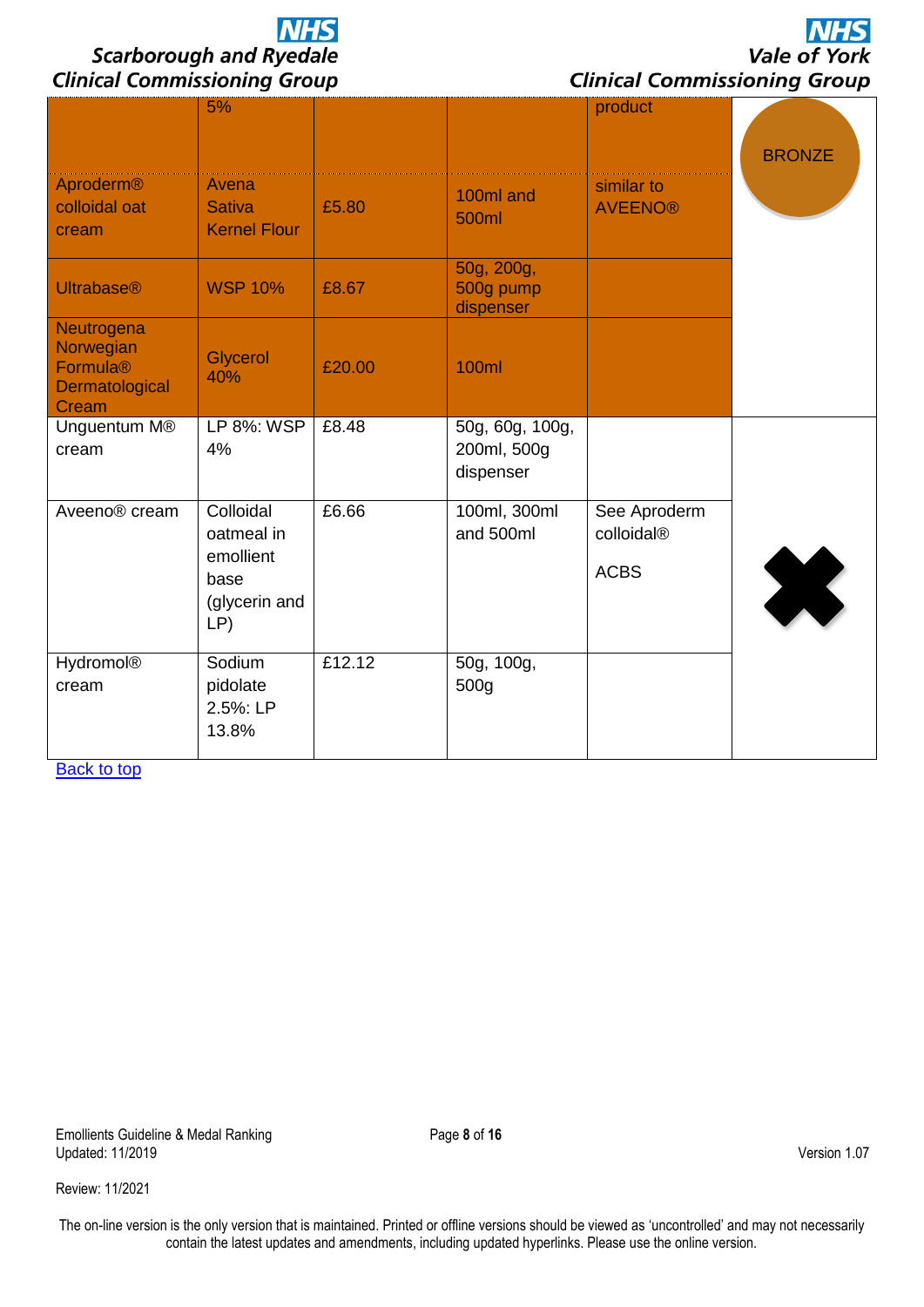| | | | | | |
|---|---|---|---|---|---|
| | 5% | | | product | BRONZE |
| Aproderm® colloidal oat cream | Avena Sativa Kernel Flour | £5.80 | 100ml and 500ml | similar to AVEENO® | |
| Ultrabase® | WSP 10% | £8.67 | 50g, 200g, 500g pump dispenser | | |
| Neutrogena Norwegian Formula® Dermatological Cream | Glycerol 40% | £20.00 | 100ml | | |
| Unguentum M® cream | LP 8%: WSP 4% | £8.48 | 50g, 60g, 100g, 200ml, 500g dispenser | | ✖ |
| Aveeno® cream | Colloidal oatmeal in emollient base (glycerin and LP) | £6.66 | 100ml, 300ml and 500ml | See Aproderm colloidal® ACBS | |
| Hydromol® cream | Sodium pidolate 2.5%: LP 13.8% | £12.12 | 50g, 100g, 500g | | |

Back to top

Emollients Guideline & Medal Ranking
Updated: 11/2019

Version 1.07

Review: 11/2021

The on-line version is the only version that is maintained. Printed or offline versions should be viewed as 'uncontrolled' and may not necessarily contain the latest updates and amendments, including updated hyperlinks. Please use the online version.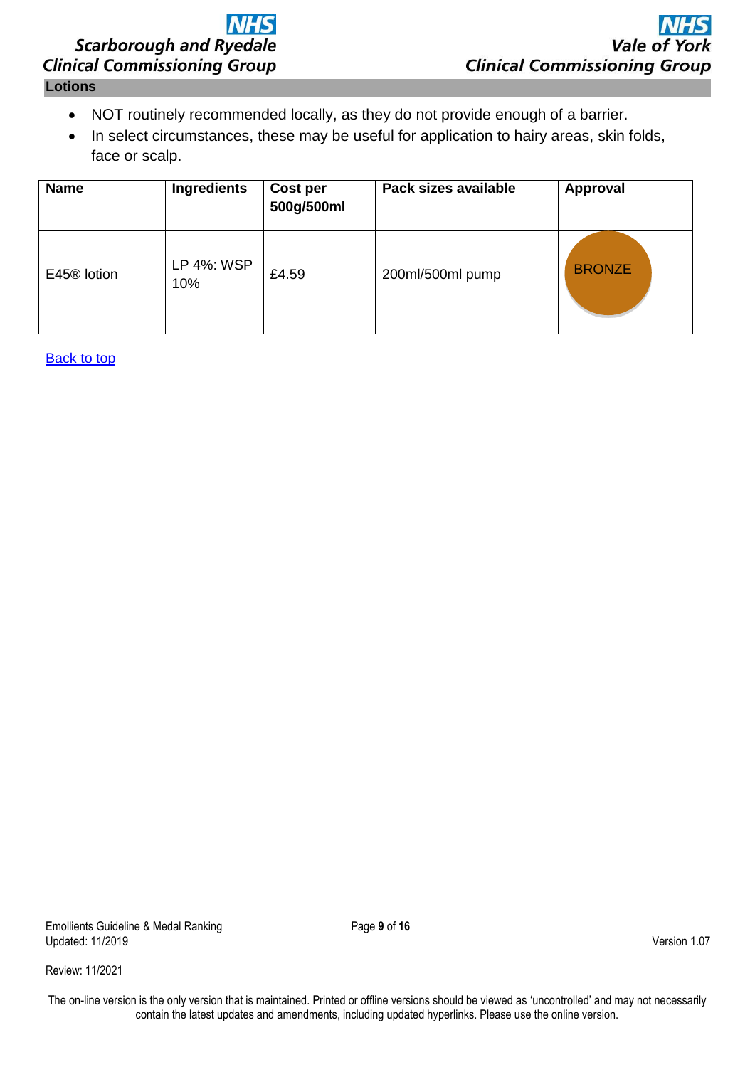## Lotions

- NOT routinely recommended locally, as they do not provide enough of a barrier.
- In select circumstances, these may be useful for application to hairy areas, skin folds, face or scalp.

| Name | Ingredients | Cost per 500g/500ml | Pack sizes available | Approval |
|---|---|---|---|---|
| E45® lotion | LP 4%: WSP 10% | £4.59 | 200ml/500ml pump | BRONZE |

Back to top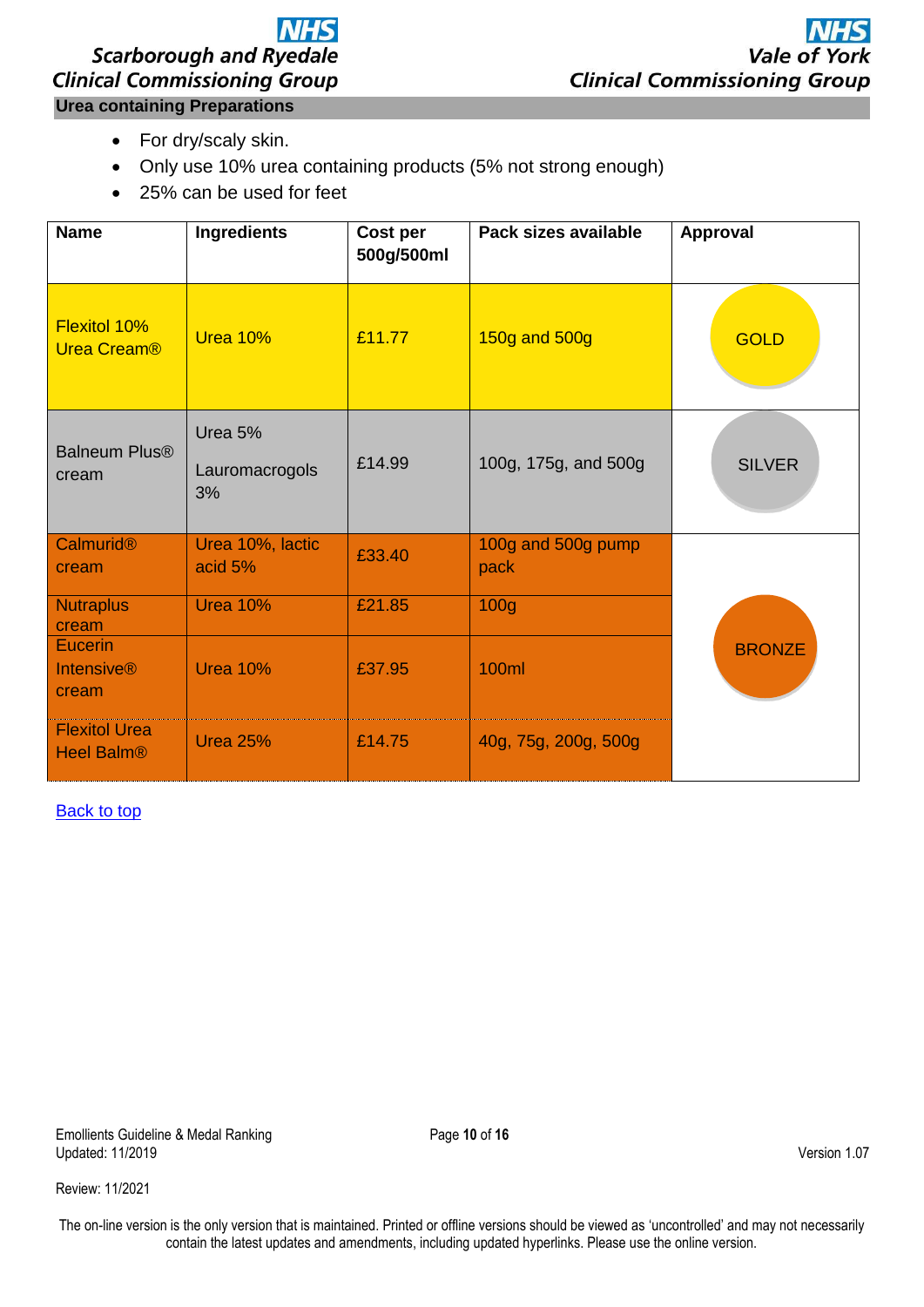## Urea containing Preparations

- For dry/scaly skin.
- Only use 10% urea containing products (5% not strong enough)
- 25% can be used for feet

| Name | Ingredients | Cost per 500g/500ml | Pack sizes available | Approval |
|---|---|---|---|---|
| Flexitol 10% Urea Cream® | Urea 10% | £11.77 | 150g and 500g | GOLD |
| Balneum Plus® cream | Urea 5%<br>Lauromacrogols 3% | £14.99 | 100g, 175g, and 500g | SILVER |
| Calmurid® cream | Urea 10%, lactic acid 5% | £33.40 | 100g and 500g pump pack | BRONZE |
| Nutraplus cream | Urea 10% | £21.85 | 100g | BRONZE |
| Eucerin Intensive® cream | Urea 10% | £37.95 | 100ml | BRONZE |
| Flexitol Urea Heel Balm® | Urea 25% | £14.75 | 40g, 75g, 200g, 500g | BRONZE |

Back to top

Emollients Guideline & Medal Ranking
Updated: 11/2019

Version 1.07

Review: 11/2021

The on-line version is the only version that is maintained. Printed or offline versions should be viewed as 'uncontrolled' and may not necessarily contain the latest updates and amendments, including updated hyperlinks. Please use the online version.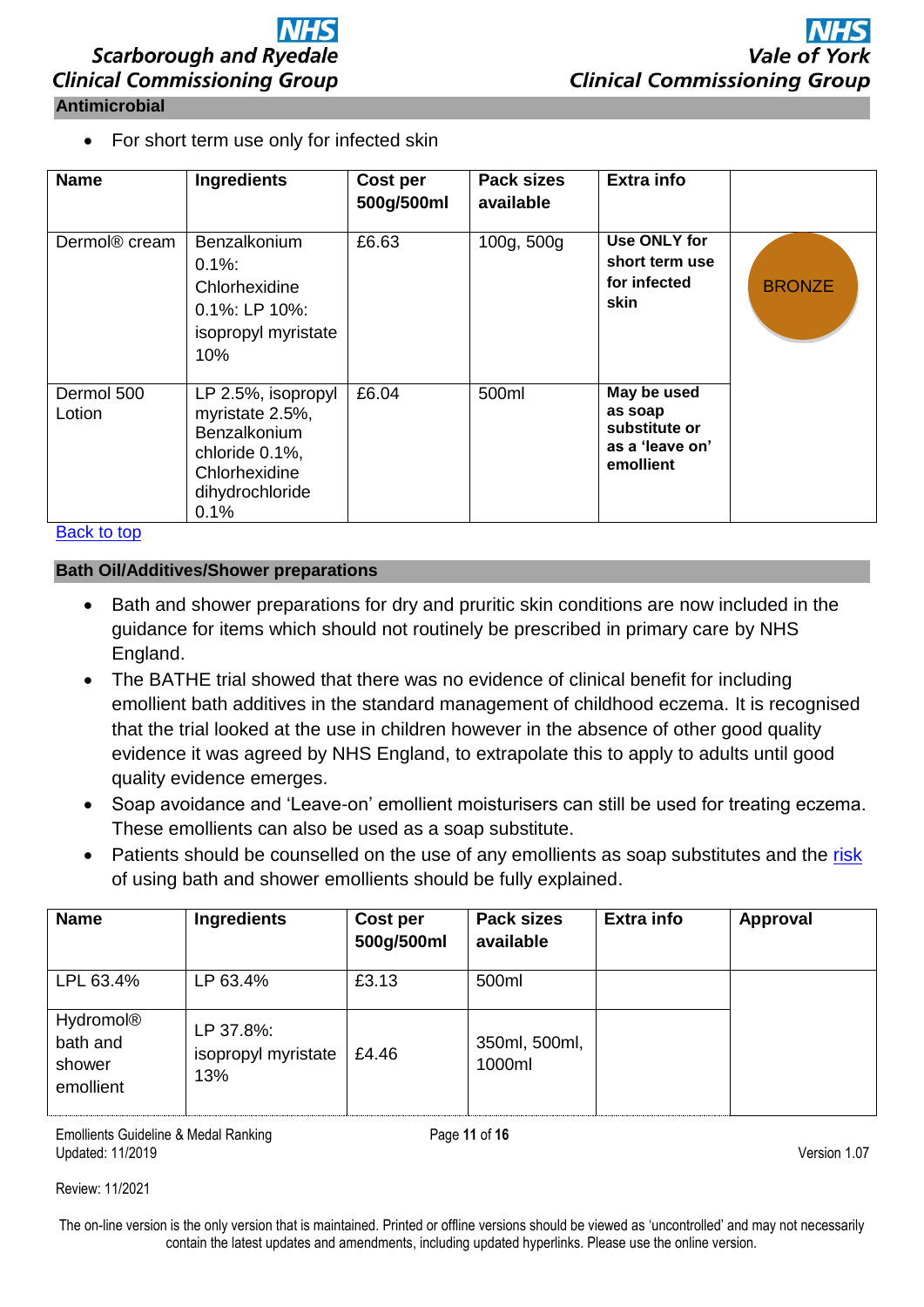## Antimicrobial

- For short term use only for infected skin

| Name | Ingredients | Cost per 500g/500ml | Pack sizes available | Extra info | |
|---|---|---|---|---|---|
| Dermol® cream | Benzalkonium 0.1%: Chlorhexidine 0.1%: LP 10%: isopropyl myristate 10% | £6.63 | 100g, 500g | **Use ONLY for short term use for infected skin** | BRONZE |
| Dermol 500 Lotion | LP 2.5%, isopropyl myristate 2.5%, Benzalkonium chloride 0.1%, Chlorhexidine dihydrochloride 0.1% | £6.04 | 500ml | **May be used as soap substitute or as a 'leave on' emollient** | |

Back to top

## Bath Oil/Additives/Shower preparations

- Bath and shower preparations for dry and pruritic skin conditions are now included in the guidance for items which should not routinely be prescribed in primary care by NHS England.
- The BATHE trial showed that there was no evidence of clinical benefit for including emollient bath additives in the standard management of childhood eczema. It is recognised that the trial looked at the use in children however in the absence of other good quality evidence it was agreed by NHS England, to extrapolate this to apply to adults until good quality evidence emerges.
- Soap avoidance and 'Leave-on' emollient moisturisers can still be used for treating eczema. These emollients can also be used as a soap substitute.
- Patients should be counselled on the use of any emollients as soap substitutes and the risk of using bath and shower emollients should be fully explained.

| Name | Ingredients | Cost per 500g/500ml | Pack sizes available | Extra info | Approval |
|---|---|---|---|---|---|
| LPL 63.4% | LP 63.4% | £3.13 | 500ml | | |
| Hydromol® bath and shower emollient | LP 37.8%: isopropyl myristate 13% | £4.46 | 350ml, 500ml, 1000ml | | |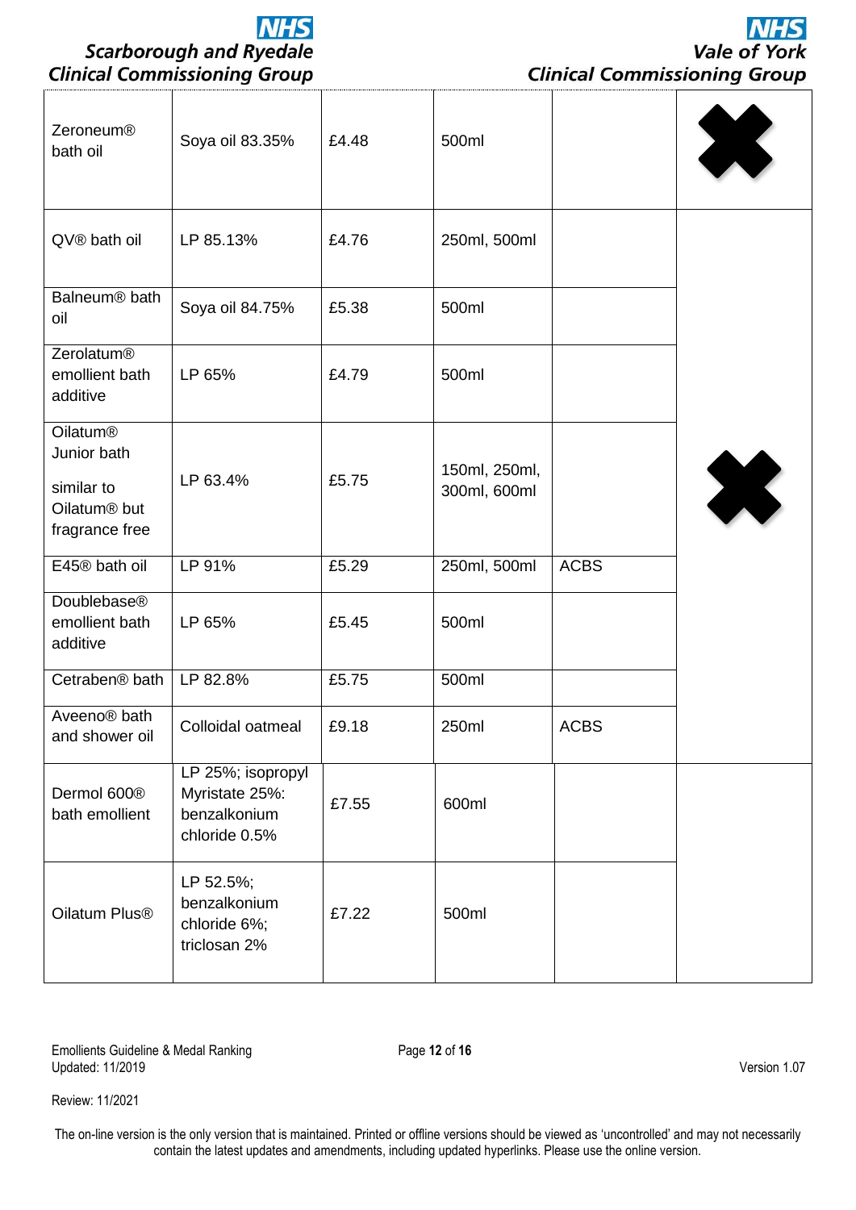| | | | | | |
|---|---|---|---|---|---|
| Zeroneum® bath oil | Soya oil 83.35% | £4.48 | 500ml | | ✖ |
| QV® bath oil | LP 85.13% | £4.76 | 250ml, 500ml | | ✖ |
| Balneum® bath oil | Soya oil 84.75% | £5.38 | 500ml | | |
| Zerolatum® emollient bath additive | LP 65% | £4.79 | 500ml | | |
| Oilatum® Junior bath<br><br>similar to Oilatum® but fragrance free | LP 63.4% | £5.75 | 150ml, 250ml, 300ml, 600ml | | |
| E45® bath oil | LP 91% | £5.29 | 250ml, 500ml | ACBS | |
| Doublebase® emollient bath additive | LP 65% | £5.45 | 500ml | | |
| Cetraben® bath | LP 82.8% | £5.75 | 500ml | | |
| Aveeno® bath and shower oil | Colloidal oatmeal | £9.18 | 250ml | ACBS | |
| Dermol 600® bath emollient | LP 25%; isopropyl Myristate 25%: benzalkonium chloride 0.5% | £7.55 | 600ml | | |
| Oilatum Plus® | LP 52.5%; benzalkonium chloride 6%; triclosan 2% | £7.22 | 500ml | | |

Review: 11/2021

The on-line version is the only version that is maintained. Printed or offline versions should be viewed as 'uncontrolled' and may not necessarily contain the latest updates and amendments, including updated hyperlinks. Please use the online version.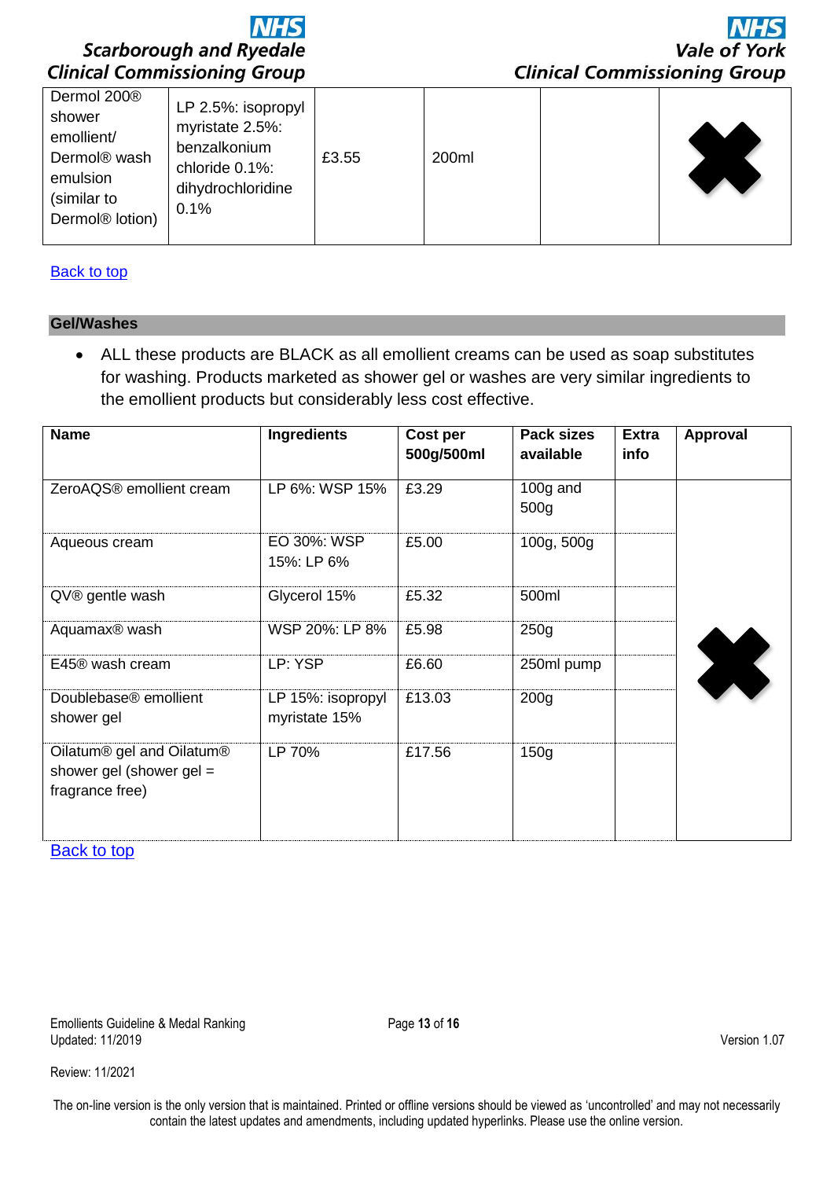| Dermol 200® shower emollient/ Dermol® wash emulsion (similar to Dermol® lotion) | LP 2.5%: isopropyl myristate 2.5%: benzalkonium chloride 0.1%: dihydrochloridine 0.1% | £3.55 | 200ml | | ✖ |
|---|---|---|---|---|---|

Back to top

## Gel/Washes

- ALL these products are BLACK as all emollient creams can be used as soap substitutes for washing. Products marketed as shower gel or washes are very similar ingredients to the emollient products but considerably less cost effective.

| Name | Ingredients | Cost per 500g/500ml | Pack sizes available | Extra info | Approval |
|---|---|---|---|---|---|
| ZeroAQS® emollient cream | LP 6%: WSP 15% | £3.29 | 100g and 500g | | ✖ |
| Aqueous cream | EO 30%: WSP 15%: LP 6% | £5.00 | 100g, 500g | | |
| QV® gentle wash | Glycerol 15% | £5.32 | 500ml | | |
| Aquamax® wash | WSP 20%: LP 8% | £5.98 | 250g | | |
| E45® wash cream | LP: YSP | £6.60 | 250ml pump | | |
| Doublebase® emollient shower gel | LP 15%: isopropyl myristate 15% | £13.03 | 200g | | |
| Oilatum® gel and Oilatum® shower gel (shower gel = fragrance free) | LP 70% | £17.56 | 150g | | |

Back to top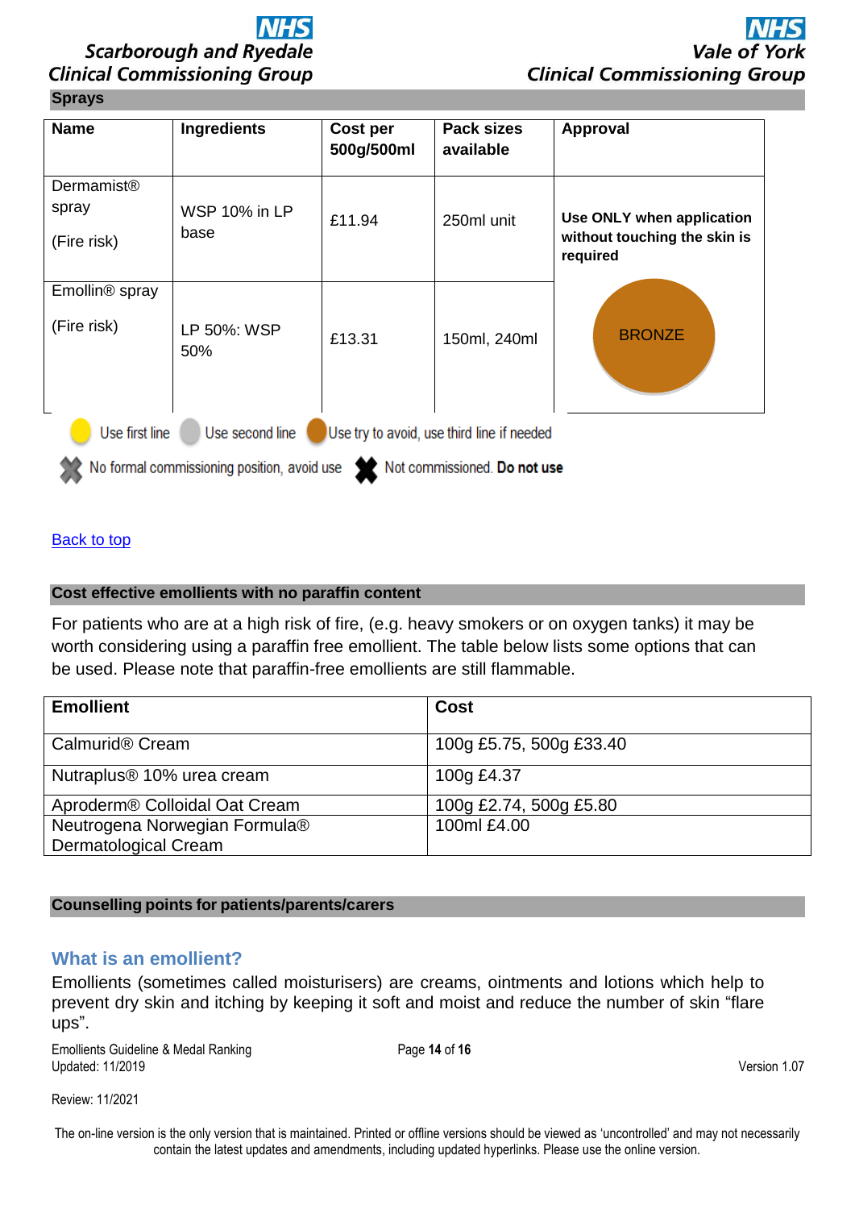## Sprays

| Name | Ingredients | Cost per 500g/500ml | Pack sizes available | Approval |
|---|---|---|---|---|
| Dermamist® spray (Fire risk) | WSP 10% in LP base | £11.94 | 250ml unit | **Use ONLY when application without touching the skin is required** BRONZE |
| Emollin® spray (Fire risk) | LP 50%: WSP 50% | £13.31 | 150ml, 240ml | |

Use first line | Use second line | Use try to avoid, use third line if needed

No formal commissioning position, avoid use | Not commissioned. **Do not use**

[Back to top]

## Cost effective emollients with no paraffin content

For patients who are at a high risk of fire, (e.g. heavy smokers or on oxygen tanks) it may be worth considering using a paraffin free emollient. The table below lists some options that can be used. Please note that paraffin-free emollients are still flammable.

| Emollient | Cost |
|---|---|
| Calmurid® Cream | 100g £5.75, 500g £33.40 |
| Nutraplus® 10% urea cream | 100g £4.37 |
| Aproderm® Colloidal Oat Cream | 100g £2.74, 500g £5.80 |
| Neutrogena Norwegian Formula® Dermatological Cream | 100ml £4.00 |

## Counselling points for patients/parents/carers

### What is an emollient?

Emollients (sometimes called moisturisers) are creams, ointments and lotions which help to prevent dry skin and itching by keeping it soft and moist and reduce the number of skin "flare ups".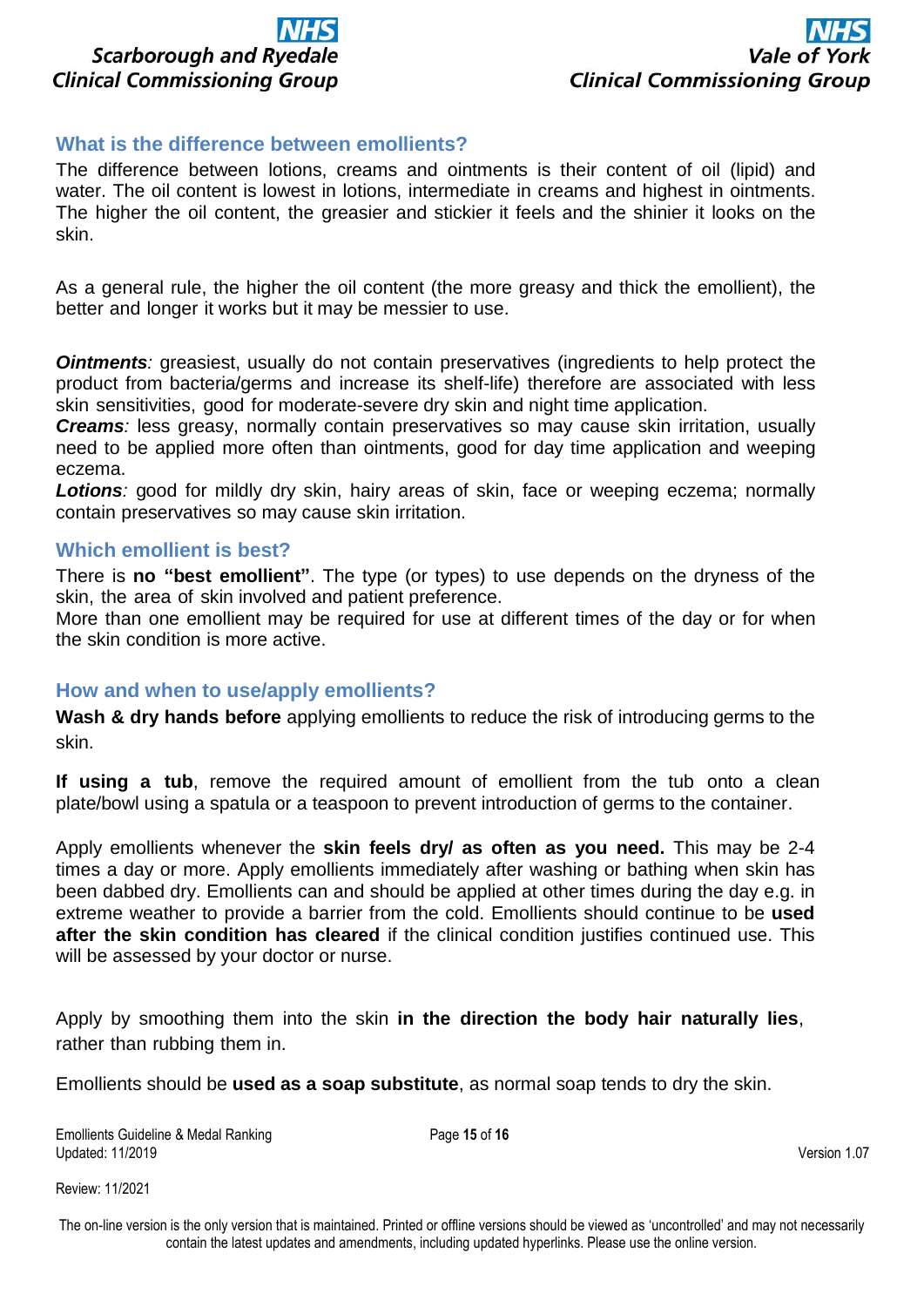## What is the difference between emollients?

The difference between lotions, creams and ointments is their content of oil (lipid) and water. The oil content is lowest in lotions, intermediate in creams and highest in ointments. The higher the oil content, the greasier and stickier it feels and the shinier it looks on the skin.

As a general rule, the higher the oil content (the more greasy and thick the emollient), the better and longer it works but it may be messier to use.

***Ointments****:* greasiest, usually do not contain preservatives (ingredients to help protect the product from bacteria/germs and increase its shelf-life) therefore are associated with less skin sensitivities, good for moderate-severe dry skin and night time application.
***Creams****:* less greasy, normally contain preservatives so may cause skin irritation, usually need to be applied more often than ointments, good for day time application and weeping eczema.
***Lotions****:* good for mildly dry skin, hairy areas of skin, face or weeping eczema; normally contain preservatives so may cause skin irritation.

## Which emollient is best?

There is **no "best emollient"**. The type (or types) to use depends on the dryness of the skin, the area of skin involved and patient preference.
More than one emollient may be required for use at different times of the day or for when the skin condition is more active.

## How and when to use/apply emollients?

**Wash & dry hands before** applying emollients to reduce the risk of introducing germs to the skin.

**If using a tub**, remove the required amount of emollient from the tub onto a clean plate/bowl using a spatula or a teaspoon to prevent introduction of germs to the container.

Apply emollients whenever the **skin feels dry/ as often as you need.** This may be 2-4 times a day or more. Apply emollients immediately after washing or bathing when skin has been dabbed dry. Emollients can and should be applied at other times during the day e.g. in extreme weather to provide a barrier from the cold. Emollients should continue to be **used after the skin condition has cleared** if the clinical condition justifies continued use. This will be assessed by your doctor or nurse.

Apply by smoothing them into the skin **in the direction the body hair naturally lies**, rather than rubbing them in.

Emollients should be **used as a soap substitute**, as normal soap tends to dry the skin.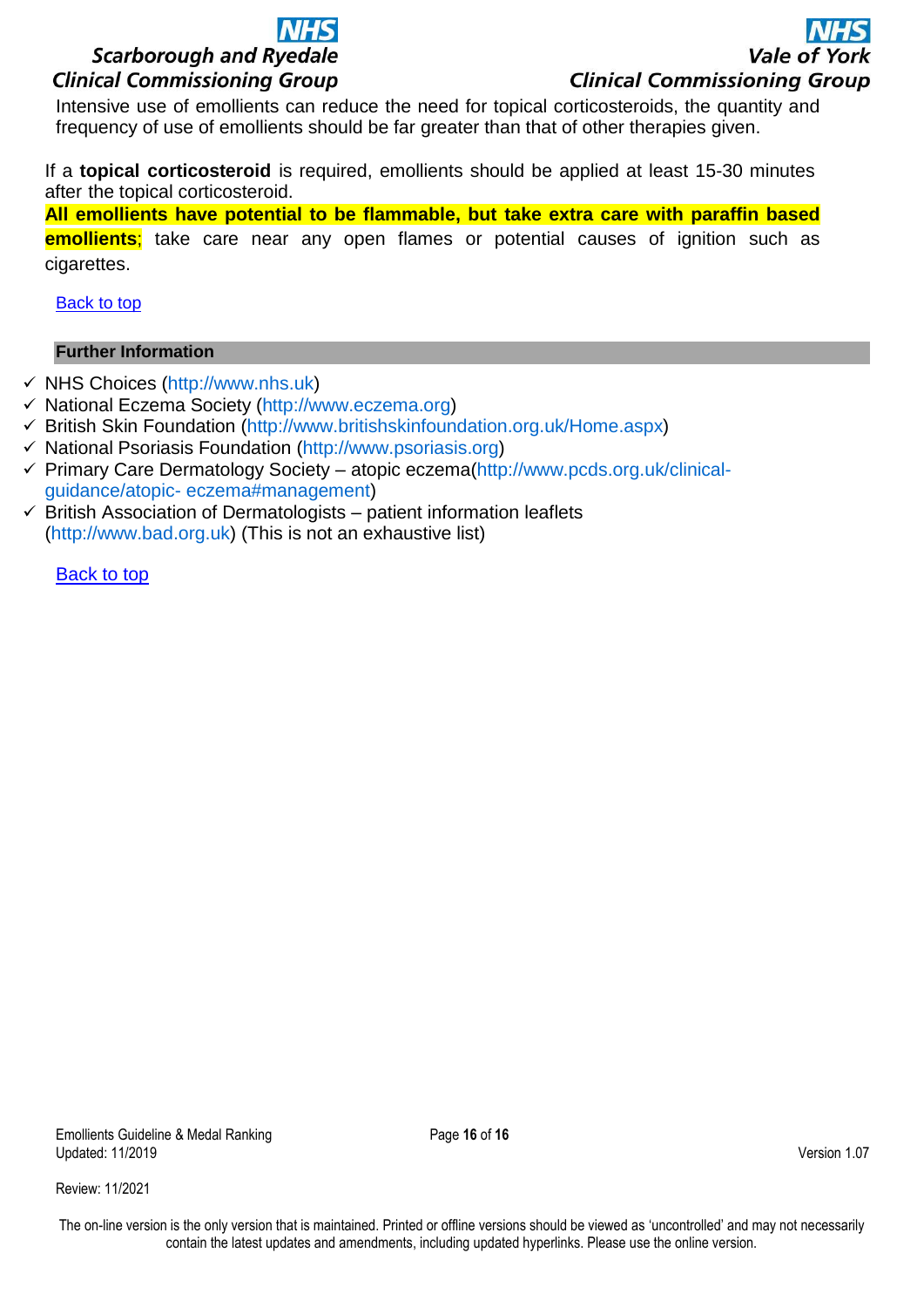Intensive use of emollients can reduce the need for topical corticosteroids, the quantity and frequency of use of emollients should be far greater than that of other therapies given.

If a **topical corticosteroid** is required, emollients should be applied at least 15-30 minutes after the topical corticosteroid.

**All emollients have potential to be flammable, but take extra care with paraffin based emollients**; take care near any open flames or potential causes of ignition such as cigarettes.

[Back to top]

## Further Information

- ✓ NHS Choices (http://www.nhs.uk)
- ✓ National Eczema Society (http://www.eczema.org)
- ✓ British Skin Foundation (http://www.britishskinfoundation.org.uk/Home.aspx)
- ✓ National Psoriasis Foundation (http://www.psoriasis.org)
- ✓ Primary Care Dermatology Society – atopic eczema(http://www.pcds.org.uk/clinical-guidance/atopic- eczema#management)
- ✓ British Association of Dermatologists – patient information leaflets (http://www.bad.org.uk) (This is not an exhaustive list)

[Back to top]

Emollients Guideline & Medal Ranking
Updated: 11/2019
Version 1.07
Review: 11/2021

The on-line version is the only version that is maintained. Printed or offline versions should be viewed as 'uncontrolled' and may not necessarily contain the latest updates and amendments, including updated hyperlinks. Please use the online version.